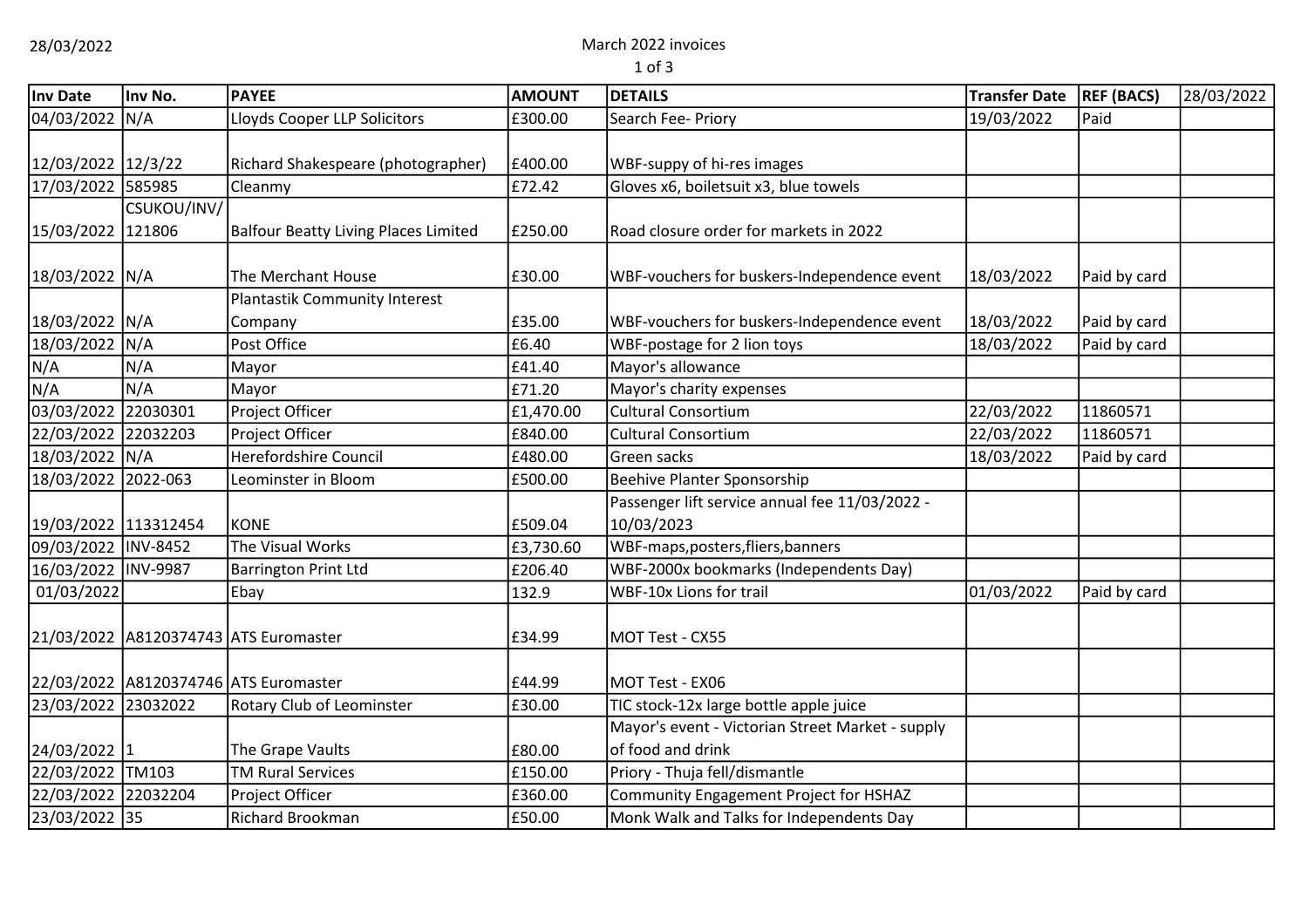28/03/2022

March 2022 invoices

| Inv Date | Inv No. | PAYEE | AMOUNT | DETAILS | Transfer Date | REF (BACS) | 28/03/2022 |
|---|---|---|---|---|---|---|---|
| 04/03/2022 | N/A | Lloyds Cooper LLP Solicitors | £300.00 | Search Fee- Priory | 19/03/2022 | Paid | |
| 12/03/2022 | 12/3/22 | Richard Shakespeare (photographer) | £400.00 | WBF-suppy of hi-res images | | | |
| 17/03/2022 | 585985 | Cleanmy | £72.42 | Gloves x6, boiletsuit x3, blue towels | | | |
| 15/03/2022 | CSUKOU/INV/121806 | Balfour Beatty Living Places Limited | £250.00 | Road closure order for markets in 2022 | | | |
| 18/03/2022 | N/A | The Merchant House | £30.00 | WBF-vouchers for buskers-Independence event | 18/03/2022 | Paid by card | |
| 18/03/2022 | N/A | Plantastik Community Interest Company | £35.00 | WBF-vouchers for buskers-Independence event | 18/03/2022 | Paid by card | |
| 18/03/2022 | N/A | Post Office | £6.40 | WBF-postage for 2 lion toys | 18/03/2022 | Paid by card | |
| N/A | N/A | Mayor | £41.40 | Mayor's allowance | | | |
| N/A | N/A | Mayor | £71.20 | Mayor's charity expenses | | | |
| 03/03/2022 | 22030301 | Project Officer | £1,470.00 | Cultural Consortium | 22/03/2022 | 11860571 | |
| 22/03/2022 | 22032203 | Project Officer | £840.00 | Cultural Consortium | 22/03/2022 | 11860571 | |
| 18/03/2022 | N/A | Herefordshire Council | £480.00 | Green sacks | 18/03/2022 | Paid by card | |
| 18/03/2022 | 2022-063 | Leominster in Bloom | £500.00 | Beehive Planter Sponsorship | | | |
| 19/03/2022 | 113312454 | KONE | £509.04 | Passenger lift service annual fee 11/03/2022 - 10/03/2023 | | | |
| 09/03/2022 | INV-8452 | The Visual Works | £3,730.60 | WBF-maps,posters,fliers,banners | | | |
| 16/03/2022 | INV-9987 | Barrington Print Ltd | £206.40 | WBF-2000x bookmarks (Independents Day) | | | |
| 01/03/2022 | | Ebay | 132.9 | WBF-10x Lions for trail | 01/03/2022 | Paid by card | |
| 21/03/2022 | A8120374743 | ATS Euromaster | £34.99 | MOT Test - CX55 | | | |
| 22/03/2022 | A8120374746 | ATS Euromaster | £44.99 | MOT Test - EX06 | | | |
| 23/03/2022 | 23032022 | Rotary Club of Leominster | £30.00 | TIC stock-12x large bottle apple juice | | | |
| 24/03/2022 | 1 | The Grape Vaults | £80.00 | Mayor's event - Victorian Street Market - supply of food and drink | | | |
| 22/03/2022 | TM103 | TM Rural Services | £150.00 | Priory - Thuja fell/dismantle | | | |
| 22/03/2022 | 22032204 | Project Officer | £360.00 | Community Engagement Project for HSHAZ | | | |
| 23/03/2022 | 35 | Richard Brookman | £50.00 | Monk Walk and Talks for Independents Day | | | |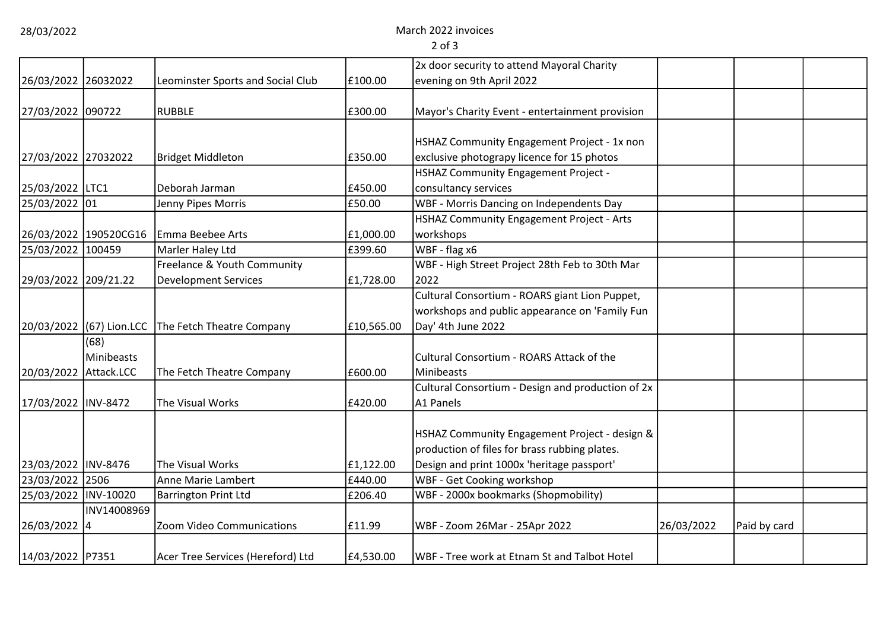| | | | | | | | |
|---|---|---|---|---|---|---|---|
| 26/03/2022 | 26032022 | Leominster Sports and Social Club | £100.00 | 2x door security to attend Mayoral Charity evening on 9th April 2022 | | | |
| 27/03/2022 | 090722 | RUBBLE | £300.00 | Mayor's Charity Event - entertainment provision | | | |
| 27/03/2022 | 27032022 | Bridget Middleton | £350.00 | HSHAZ Community Engagement Project - 1x non exclusive photograpy licence for 15 photos | | | |
| 25/03/2022 | LTC1 | Deborah Jarman | £450.00 | HSHAZ Community Engagement Project - consultancy services | | | |
| 25/03/2022 | 01 | Jenny Pipes Morris | £50.00 | WBF - Morris Dancing on Independents Day | | | |
| 26/03/2022 | 190520CG16 | Emma Beebee Arts | £1,000.00 | HSHAZ Community Engagement Project - Arts workshops | | | |
| 25/03/2022 | 100459 | Marler Haley Ltd | £399.60 | WBF - flag x6 | | | |
| 29/03/2022 | 209/21.22 | Freelance & Youth Community Development Services | £1,728.00 | WBF - High Street Project 28th Feb to 30th Mar 2022 | | | |
| 20/03/2022 | (67) Lion.LCC | The Fetch Theatre Company | £10,565.00 | Cultural Consortium - ROARS giant Lion Puppet, workshops and public appearance on 'Family Fun Day' 4th June 2022 | | | |
| 20/03/2022 | (68) Minibeasts Attack.LCC | The Fetch Theatre Company | £600.00 | Cultural Consortium - ROARS Attack of the Minibeasts | | | |
| 17/03/2022 | INV-8472 | The Visual Works | £420.00 | Cultural Consortium - Design and production of 2x A1 Panels | | | |
| 23/03/2022 | INV-8476 | The Visual Works | £1,122.00 | HSHAZ Community Engagement Project - design & production of files for brass rubbing plates. Design and print 1000x 'heritage passport' | | | |
| 23/03/2022 | 2506 | Anne Marie Lambert | £440.00 | WBF - Get Cooking workshop | | | |
| 25/03/2022 | INV-10020 | Barrington Print Ltd | £206.40 | WBF - 2000x bookmarks (Shopmobility) | | | |
| 26/03/2022 | INV140089694 | Zoom Video Communications | £11.99 | WBF - Zoom 26Mar - 25Apr 2022 | 26/03/2022 | Paid by card | |
| 14/03/2022 | P7351 | Acer Tree Services (Hereford) Ltd | £4,530.00 | WBF - Tree work at Etnam St and Talbot Hotel | | | |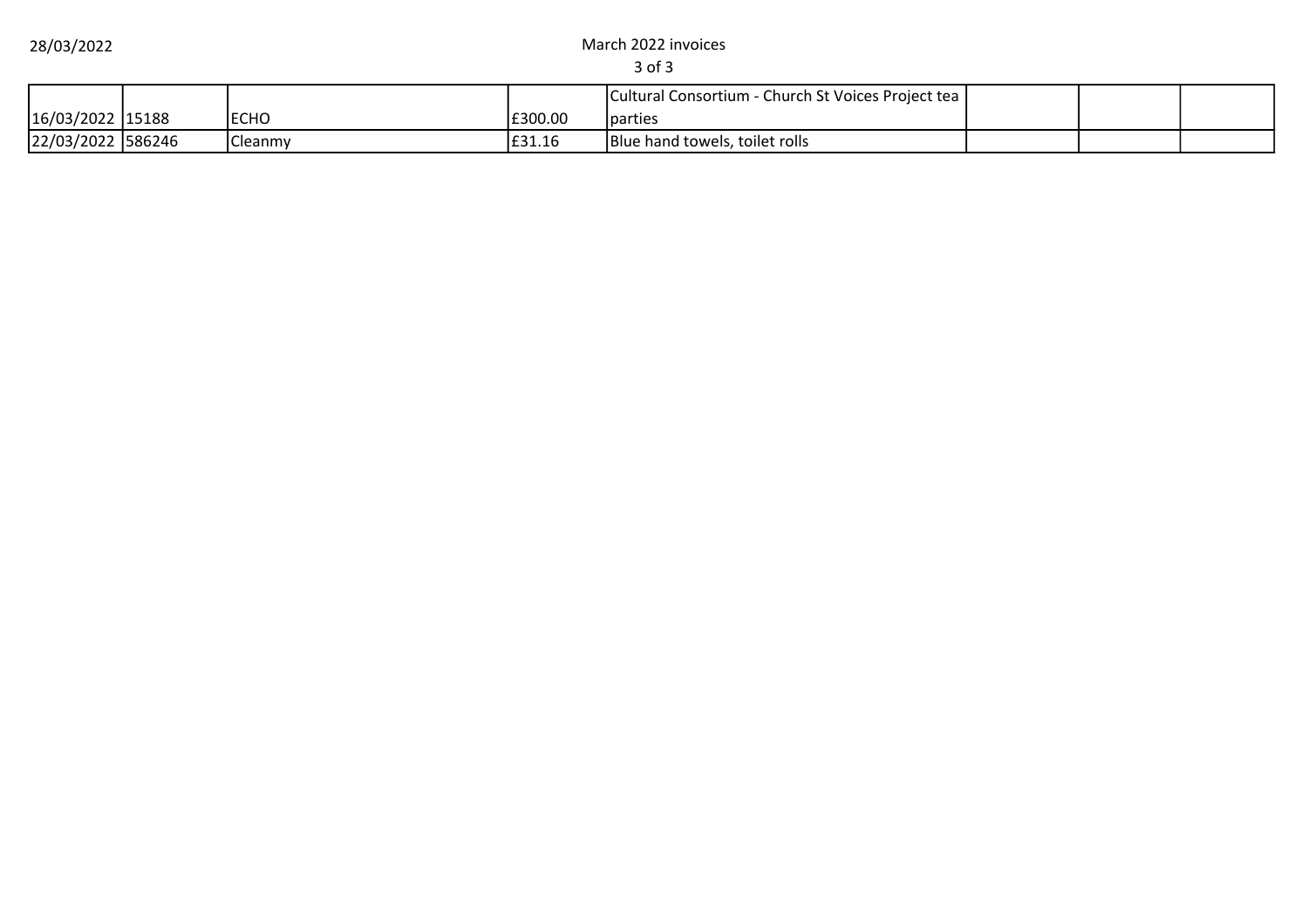28/03/2022

March 2022 invoices

| | | | | | | | |
|---|---|---|---|---|---|---|---|
| 16/03/2022 | 15188 | ECHO | £300.00 | Cultural Consortium - Church St Voices Project tea parties | | | |
| 22/03/2022 | 586246 | Cleanmy | £31.16 | Blue hand towels, toilet rolls | | | |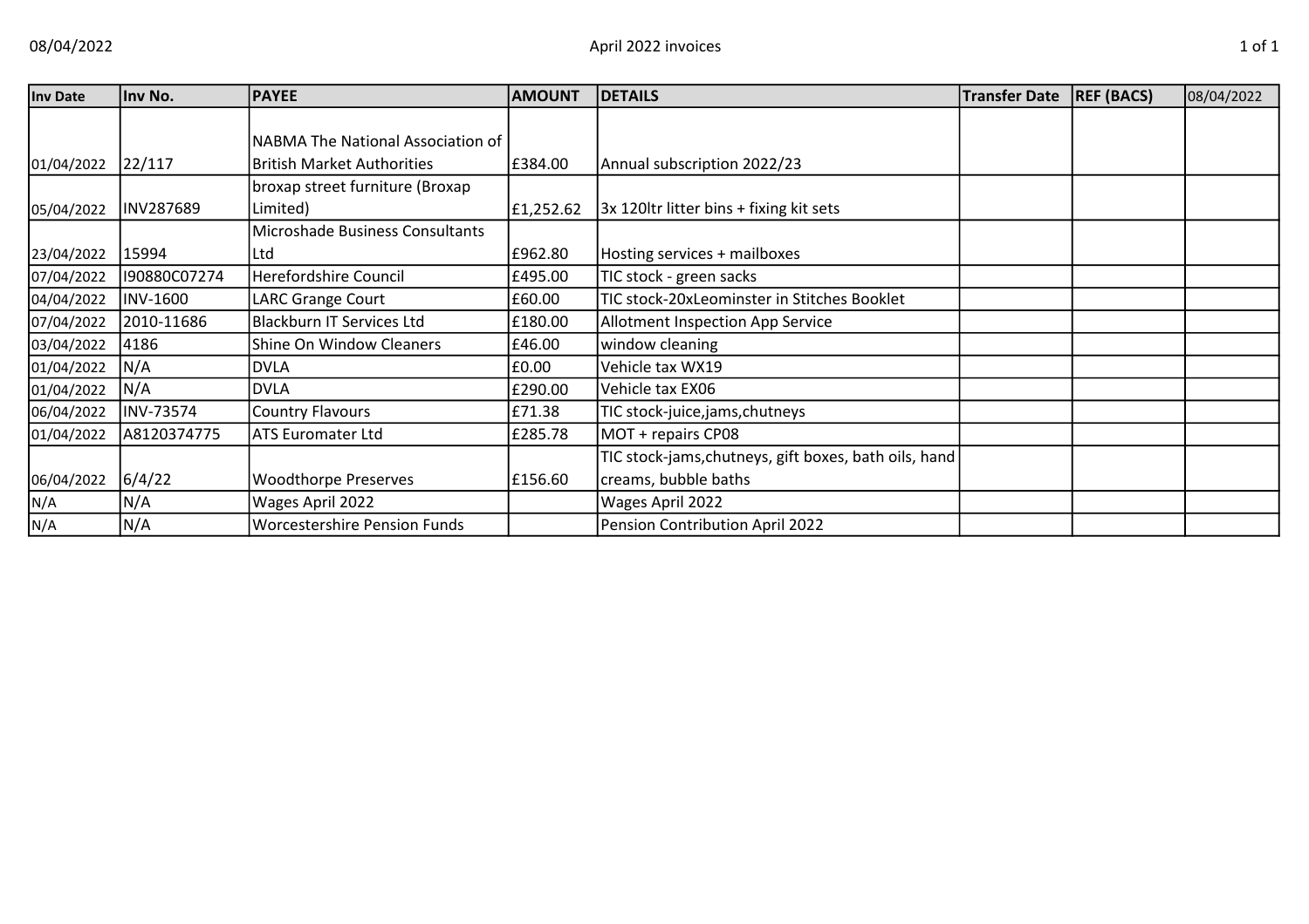| Inv Date | Inv No. | PAYEE | AMOUNT | DETAILS | Transfer Date | REF (BACS) | 08/04/2022 |
|---|---|---|---|---|---|---|---|
| 01/04/2022 | 22/117 | NABMA The National Association of British Market Authorities | £384.00 | Annual subscription 2022/23 | | | |
| 05/04/2022 | INV287689 | broxap street furniture (Broxap Limited) | £1,252.62 | 3x 120ltr litter bins + fixing kit sets | | | |
| 23/04/2022 | 15994 | Microshade Business Consultants Ltd | £962.80 | Hosting services + mailboxes | | | |
| 07/04/2022 | I90880C07274 | Herefordshire Council | £495.00 | TIC stock - green sacks | | | |
| 04/04/2022 | INV-1600 | LARC Grange Court | £60.00 | TIC stock-20xLeominster in Stitches Booklet | | | |
| 07/04/2022 | 2010-11686 | Blackburn IT Services Ltd | £180.00 | Allotment Inspection App Service | | | |
| 03/04/2022 | 4186 | Shine On Window Cleaners | £46.00 | window cleaning | | | |
| 01/04/2022 | N/A | DVLA | £0.00 | Vehicle tax WX19 | | | |
| 01/04/2022 | N/A | DVLA | £290.00 | Vehicle tax EX06 | | | |
| 06/04/2022 | INV-73574 | Country Flavours | £71.38 | TIC stock-juice,jams,chutneys | | | |
| 01/04/2022 | A8120374775 | ATS Euromater Ltd | £285.78 | MOT + repairs CP08 | | | |
| 06/04/2022 | 6/4/22 | Woodthorpe Preserves | £156.60 | TIC stock-jams,chutneys, gift boxes, bath oils, hand creams, bubble baths | | | |
| N/A | N/A | Wages April 2022 | | Wages April 2022 | | | |
| N/A | N/A | Worcestershire Pension Funds | | Pension Contribution April 2022 | | | |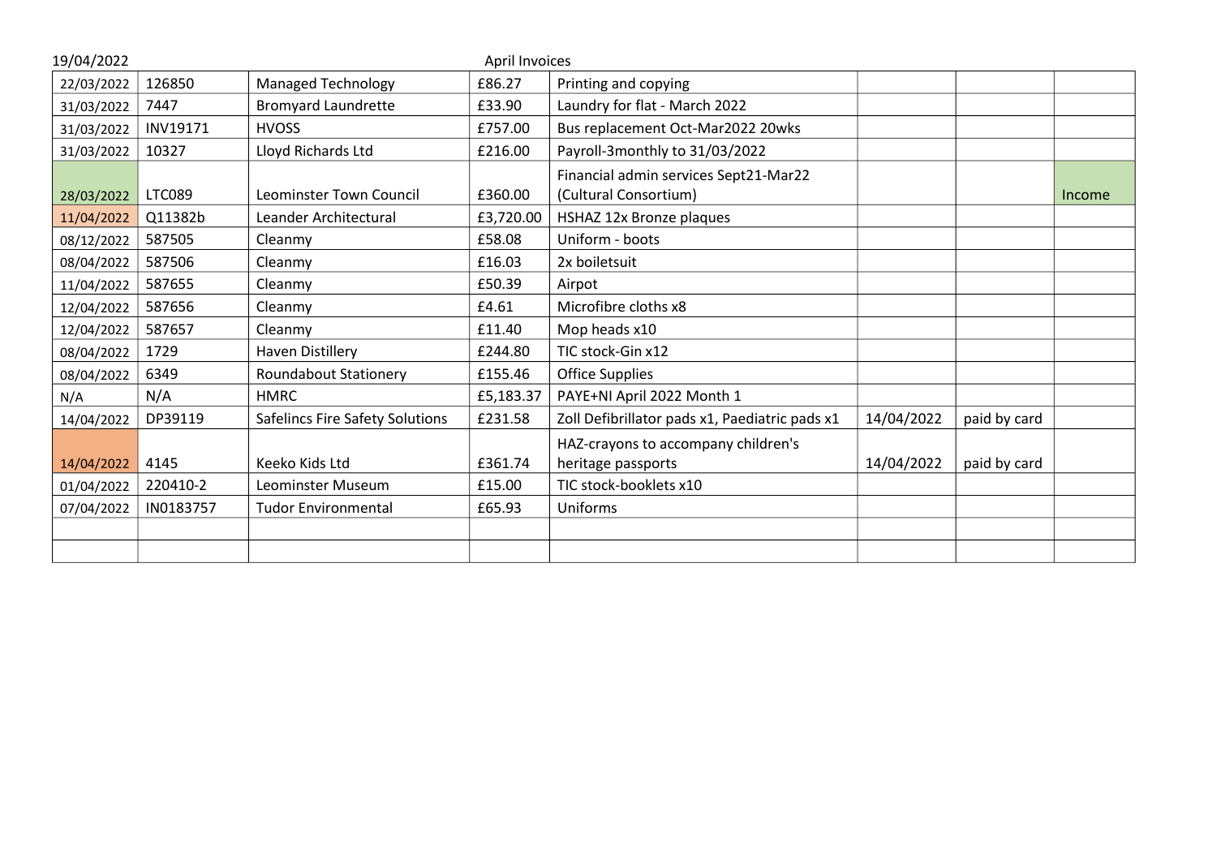19/04/2022 April Invoices

| | | | | | | | |
|---|---|---|---|---|---|---|---|
| 22/03/2022 | 126850 | Managed Technology | £86.27 | Printing and copying | | | |
| 31/03/2022 | 7447 | Bromyard Laundrette | £33.90 | Laundry for flat - March 2022 | | | |
| 31/03/2022 | INV19171 | HVOSS | £757.00 | Bus replacement Oct-Mar2022 20wks | | | |
| 31/03/2022 | 10327 | Lloyd Richards Ltd | £216.00 | Payroll-3monthly to 31/03/2022 | | | |
| 28/03/2022 | LTC089 | Leominster Town Council | £360.00 | Financial admin services Sept21-Mar22 (Cultural Consortium) | | | Income |
| 11/04/2022 | Q11382b | Leander Architectural | £3,720.00 | HSHAZ 12x Bronze plaques | | | |
| 08/12/2022 | 587505 | Cleanmy | £58.08 | Uniform - boots | | | |
| 08/04/2022 | 587506 | Cleanmy | £16.03 | 2x boiletsuit | | | |
| 11/04/2022 | 587655 | Cleanmy | £50.39 | Airpot | | | |
| 12/04/2022 | 587656 | Cleanmy | £4.61 | Microfibre cloths x8 | | | |
| 12/04/2022 | 587657 | Cleanmy | £11.40 | Mop heads x10 | | | |
| 08/04/2022 | 1729 | Haven Distillery | £244.80 | TIC stock-Gin x12 | | | |
| 08/04/2022 | 6349 | Roundabout Stationery | £155.46 | Office Supplies | | | |
| N/A | N/A | HMRC | £5,183.37 | PAYE+NI April 2022 Month 1 | | | |
| 14/04/2022 | DP39119 | Safelincs Fire Safety Solutions | £231.58 | Zoll Defibrillator pads x1, Paediatric pads x1 | 14/04/2022 | paid by card | |
| 14/04/2022 | 4145 | Keeko Kids Ltd | £361.74 | HAZ-crayons to accompany children's heritage passports | 14/04/2022 | paid by card | |
| 01/04/2022 | 220410-2 | Leominster Museum | £15.00 | TIC stock-booklets x10 | | | |
| 07/04/2022 | IN0183757 | Tudor Environmental | £65.93 | Uniforms | | | |
| | | | | | | | |
| | | | | | | | |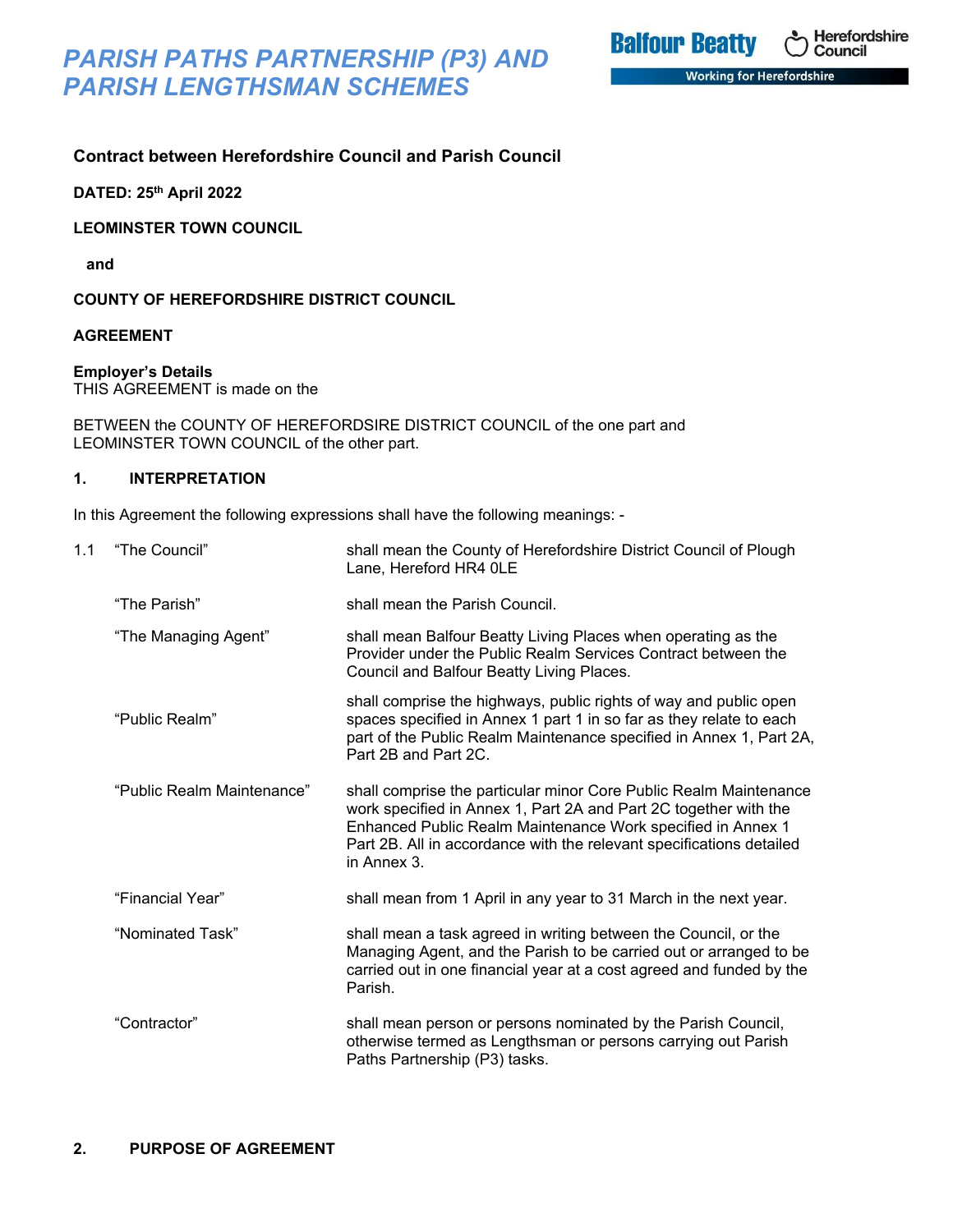# PARISH PATHS PARTNERSHIP (P3) AND PARISH LENGTHSMAN SCHEMES

**Contract between Herefordshire Council and Parish Council**

**DATED: 25th April 2022**

**LEOMINSTER TOWN COUNCIL**

**and**

**COUNTY OF HEREFORDSHIRE DISTRICT COUNCIL**

**AGREEMENT**

**Employer's Details**
THIS AGREEMENT is made on the

BETWEEN the COUNTY OF HEREFORDSIRE DISTRICT COUNCIL of the one part and LEOMINSTER TOWN COUNCIL of the other part.

## 1. INTERPRETATION

In this Agreement the following expressions shall have the following meanings: -

1.1

| | |
|---|---|
| "The Council" | shall mean the County of Herefordshire District Council of Plough Lane, Hereford HR4 0LE |
| "The Parish" | shall mean the Parish Council. |
| "The Managing Agent" | shall mean Balfour Beatty Living Places when operating as the Provider under the Public Realm Services Contract between the Council and Balfour Beatty Living Places. |
| "Public Realm" | shall comprise the highways, public rights of way and public open spaces specified in Annex 1 part 1 in so far as they relate to each part of the Public Realm Maintenance specified in Annex 1, Part 2A, Part 2B and Part 2C. |
| "Public Realm Maintenance" | shall comprise the particular minor Core Public Realm Maintenance work specified in Annex 1, Part 2A and Part 2C together with the Enhanced Public Realm Maintenance Work specified in Annex 1 Part 2B. All in accordance with the relevant specifications detailed in Annex 3. |
| "Financial Year" | shall mean from 1 April in any year to 31 March in the next year. |
| "Nominated Task" | shall mean a task agreed in writing between the Council, or the Managing Agent, and the Parish to be carried out or arranged to be carried out in one financial year at a cost agreed and funded by the Parish. |
| "Contractor" | shall mean person or persons nominated by the Parish Council, otherwise termed as Lengthsman or persons carrying out Parish Paths Partnership (P3) tasks. |

## 2. PURPOSE OF AGREEMENT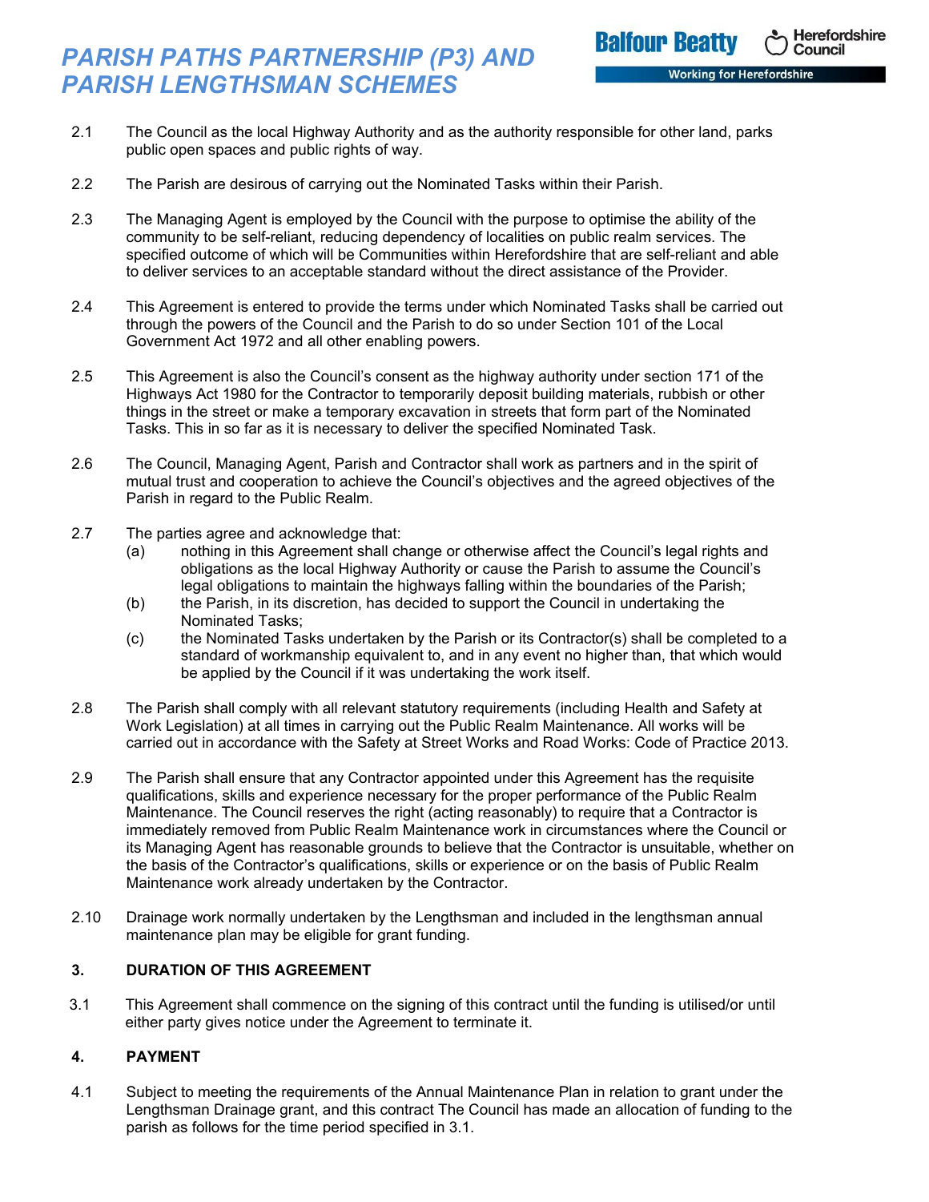2.1 The Council as the local Highway Authority and as the authority responsible for other land, parks public open spaces and public rights of way.

2.2 The Parish are desirous of carrying out the Nominated Tasks within their Parish.

2.3 The Managing Agent is employed by the Council with the purpose to optimise the ability of the community to be self-reliant, reducing dependency of localities on public realm services. The specified outcome of which will be Communities within Herefordshire that are self-reliant and able to deliver services to an acceptable standard without the direct assistance of the Provider.

2.4 This Agreement is entered to provide the terms under which Nominated Tasks shall be carried out through the powers of the Council and the Parish to do so under Section 101 of the Local Government Act 1972 and all other enabling powers.

2.5 This Agreement is also the Council's consent as the highway authority under section 171 of the Highways Act 1980 for the Contractor to temporarily deposit building materials, rubbish or other things in the street or make a temporary excavation in streets that form part of the Nominated Tasks. This in so far as it is necessary to deliver the specified Nominated Task.

2.6 The Council, Managing Agent, Parish and Contractor shall work as partners and in the spirit of mutual trust and cooperation to achieve the Council's objectives and the agreed objectives of the Parish in regard to the Public Realm.

2.7 The parties agree and acknowledge that:

(a) nothing in this Agreement shall change or otherwise affect the Council's legal rights and obligations as the local Highway Authority or cause the Parish to assume the Council's legal obligations to maintain the highways falling within the boundaries of the Parish;

(b) the Parish, in its discretion, has decided to support the Council in undertaking the Nominated Tasks;

(c) the Nominated Tasks undertaken by the Parish or its Contractor(s) shall be completed to a standard of workmanship equivalent to, and in any event no higher than, that which would be applied by the Council if it was undertaking the work itself.

2.8 The Parish shall comply with all relevant statutory requirements (including Health and Safety at Work Legislation) at all times in carrying out the Public Realm Maintenance. All works will be carried out in accordance with the Safety at Street Works and Road Works: Code of Practice 2013.

2.9 The Parish shall ensure that any Contractor appointed under this Agreement has the requisite qualifications, skills and experience necessary for the proper performance of the Public Realm Maintenance. The Council reserves the right (acting reasonably) to require that a Contractor is immediately removed from Public Realm Maintenance work in circumstances where the Council or its Managing Agent has reasonable grounds to believe that the Contractor is unsuitable, whether on the basis of the Contractor's qualifications, skills or experience or on the basis of Public Realm Maintenance work already undertaken by the Contractor.

2.10 Drainage work normally undertaken by the Lengthsman and included in the lengthsman annual maintenance plan may be eligible for grant funding.

## 3. DURATION OF THIS AGREEMENT

3.1 This Agreement shall commence on the signing of this contract until the funding is utilised/or until either party gives notice under the Agreement to terminate it.

## 4. PAYMENT

4.1 Subject to meeting the requirements of the Annual Maintenance Plan in relation to grant under the Lengthsman Drainage grant, and this contract The Council has made an allocation of funding to the parish as follows for the time period specified in 3.1.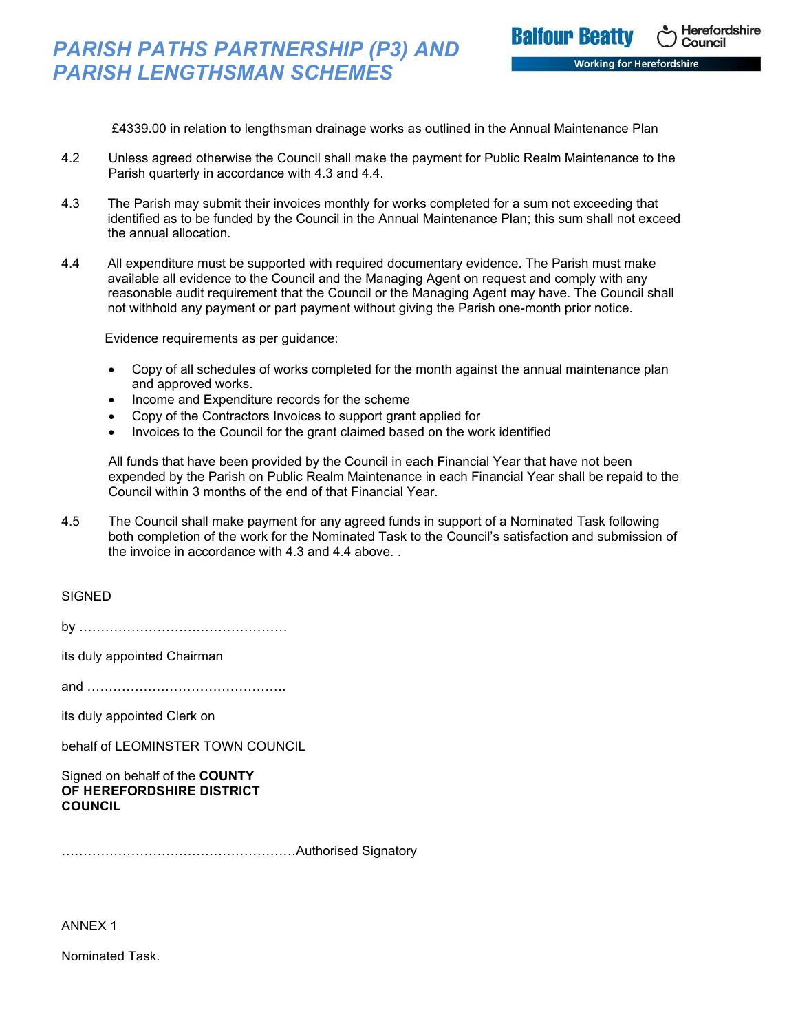£4339.00 in relation to lengthsman drainage works as outlined in the Annual Maintenance Plan

4.2 Unless agreed otherwise the Council shall make the payment for Public Realm Maintenance to the Parish quarterly in accordance with 4.3 and 4.4.

4.3 The Parish may submit their invoices monthly for works completed for a sum not exceeding that identified as to be funded by the Council in the Annual Maintenance Plan; this sum shall not exceed the annual allocation.

4.4 All expenditure must be supported with required documentary evidence. The Parish must make available all evidence to the Council and the Managing Agent on request and comply with any reasonable audit requirement that the Council or the Managing Agent may have. The Council shall not withhold any payment or part payment without giving the Parish one-month prior notice.

Evidence requirements as per guidance:

- Copy of all schedules of works completed for the month against the annual maintenance plan and approved works.
- Income and Expenditure records for the scheme
- Copy of the Contractors Invoices to support grant applied for
- Invoices to the Council for the grant claimed based on the work identified

All funds that have been provided by the Council in each Financial Year that have not been expended by the Parish on Public Realm Maintenance in each Financial Year shall be repaid to the Council within 3 months of the end of that Financial Year.

4.5 The Council shall make payment for any agreed funds in support of a Nominated Task following both completion of the work for the Nominated Task to the Council's satisfaction and submission of the invoice in accordance with 4.3 and 4.4 above. .

SIGNED

by …………………………………………

its duly appointed Chairman

and ……………………………………….

its duly appointed Clerk on

behalf of LEOMINSTER TOWN COUNCIL

Signed on behalf of the **COUNTY OF HEREFORDSHIRE DISTRICT COUNCIL**

………………………………………………Authorised Signatory

ANNEX 1

Nominated Task.